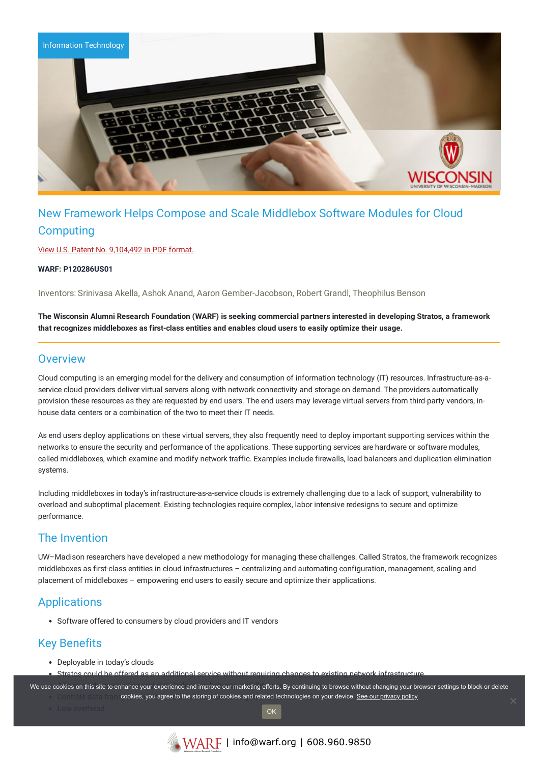Information Technology

# New Framework Helps Compose and Scale Middlebox Software Modules for Cloud Computing

View U.S. Patent No. 9,104,492 in PDF format.

**WARF: P120286US01**

Inventors: Srinivasa Akella, Ashok Anand, Aaron Gember-Jacobson, Robert Grandl, Theophilus Benson

**The Wisconsin Alumni Research Foundation (WARF) is seeking commercial partners interested in developing Stratos, a framework that recognizes middleboxes as first-class entities and enables cloud users to easily optimize their usage.**

## Overview

Cloud computing is an emerging model for the delivery and consumption of information technology (IT) resources. Infrastructure-as-a-service cloud providers deliver virtual servers along with network connectivity and storage on demand. The providers automatically provision these resources as they are requested by end users. The end users may leverage virtual servers from third-party vendors, in-house data centers or a combination of the two to meet their IT needs.

As end users deploy applications on these virtual servers, they also frequently need to deploy important supporting services within the networks to ensure the security and performance of the applications. These supporting services are hardware or software modules, called middleboxes, which examine and modify network traffic. Examples include firewalls, load balancers and duplication elimination systems.

Including middleboxes in today's infrastructure-as-a-service clouds is extremely challenging due to a lack of support, vulnerability to overload and suboptimal placement. Existing technologies require complex, labor intensive redesigns to secure and optimize performance.

## The Invention

UW–Madison researchers have developed a new methodology for managing these challenges. Called Stratos, the framework recognizes middleboxes as first-class entities in cloud infrastructures – centralizing and automating configuration, management, scaling and placement of middleboxes – empowering end users to easily secure and optimize their applications.

## Applications

- Software offered to consumers by cloud providers and IT vendors

## Key Benefits

- Deployable in today's clouds
- Stratos could be offered as an additional service without requiring changes to existing network infrastructure
- Controls data trans
- Low overhead

We use cookies on this site to enhance your experience and improve our marketing efforts. By continuing to browse without changing your browser settings to block or delete cookies, you agree to the storing of cookies and related technologies on your device. See our privacy policy

OK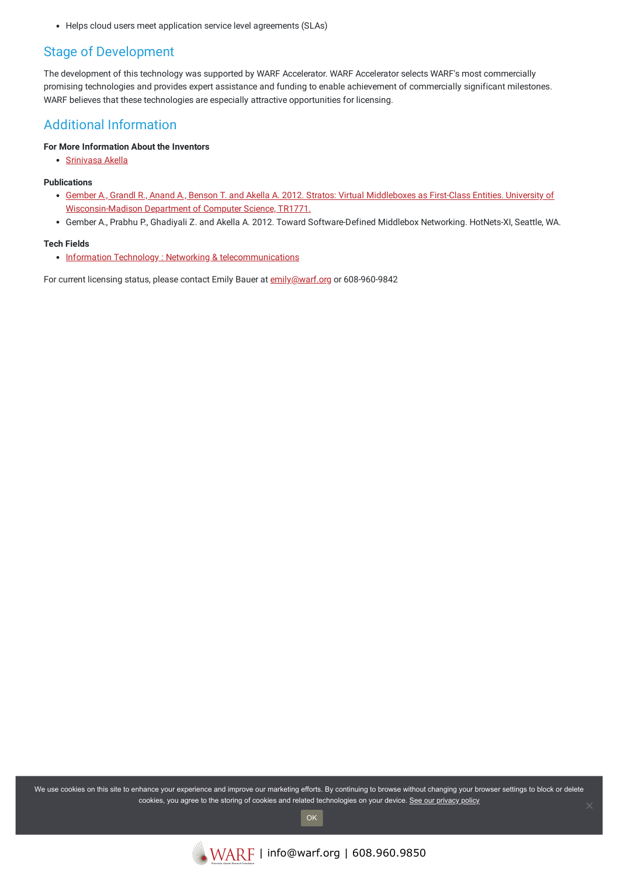- Helps cloud users meet application service level agreements (SLAs)

## Stage of Development

The development of this technology was supported by WARF Accelerator. WARF Accelerator selects WARF's most commercially promising technologies and provides expert assistance and funding to enable achievement of commercially significant milestones. WARF believes that these technologies are especially attractive opportunities for licensing.

## Additional Information

**For More Information About the Inventors**

- Srinivasa Akella

**Publications**

- Gember A., Grandl R., Anand A., Benson T. and Akella A. 2012. Stratos: Virtual Middleboxes as First-Class Entities. University of Wisconsin-Madison Department of Computer Science, TR1771.
- Gember A., Prabhu P., Ghadiyali Z. and Akella A. 2012. Toward Software-Defined Middlebox Networking. HotNets-XI, Seattle, WA.

**Tech Fields**

- Information Technology : Networking & telecommunications

For current licensing status, please contact Emily Bauer at emily@warf.org or 608-960-9842